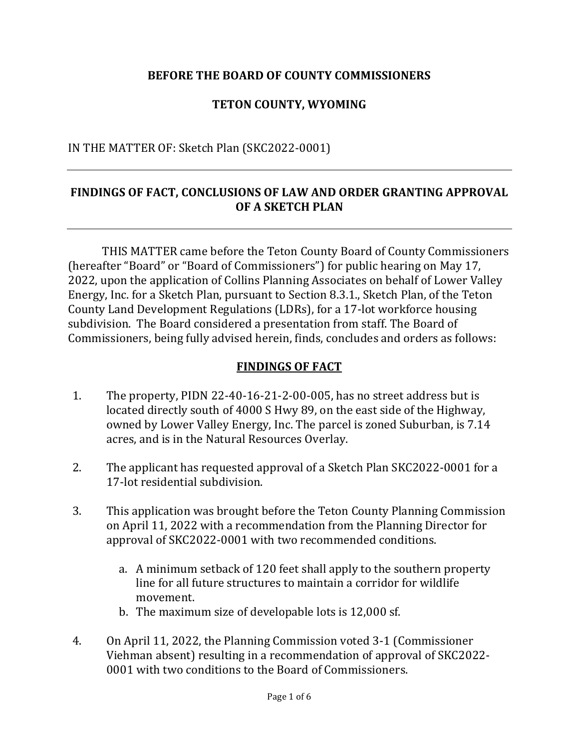**BEFORE THE BOARD OF COUNTY COMMISSIONERS**

**TETON COUNTY, WYOMING**

IN THE MATTER OF: Sketch Plan (SKC2022-0001)

---

## FINDINGS OF FACT, CONCLUSIONS OF LAW AND ORDER GRANTING APPROVAL OF A SKETCH PLAN

---

THIS MATTER came before the Teton County Board of County Commissioners (hereafter "Board" or "Board of Commissioners") for public hearing on May 17, 2022, upon the application of Collins Planning Associates on behalf of Lower Valley Energy, Inc. for a Sketch Plan, pursuant to Section 8.3.1., Sketch Plan, of the Teton County Land Development Regulations (LDRs), for a 17-lot workforce housing subdivision. The Board considered a presentation from staff. The Board of Commissioners, being fully advised herein, finds, concludes and orders as follows:

## FINDINGS OF FACT

1. The property, PIDN 22-40-16-21-2-00-005, has no street address but is located directly south of 4000 S Hwy 89, on the east side of the Highway, owned by Lower Valley Energy, Inc. The parcel is zoned Suburban, is 7.14 acres, and is in the Natural Resources Overlay.

2. The applicant has requested approval of a Sketch Plan SKC2022-0001 for a 17-lot residential subdivision.

3. This application was brought before the Teton County Planning Commission on April 11, 2022 with a recommendation from the Planning Director for approval of SKC2022-0001 with two recommended conditions.

   a. A minimum setback of 120 feet shall apply to the southern property line for all future structures to maintain a corridor for wildlife movement.
   
   b. The maximum size of developable lots is 12,000 sf.

4. On April 11, 2022, the Planning Commission voted 3-1 (Commissioner Viehman absent) resulting in a recommendation of approval of SKC2022-0001 with two conditions to the Board of Commissioners.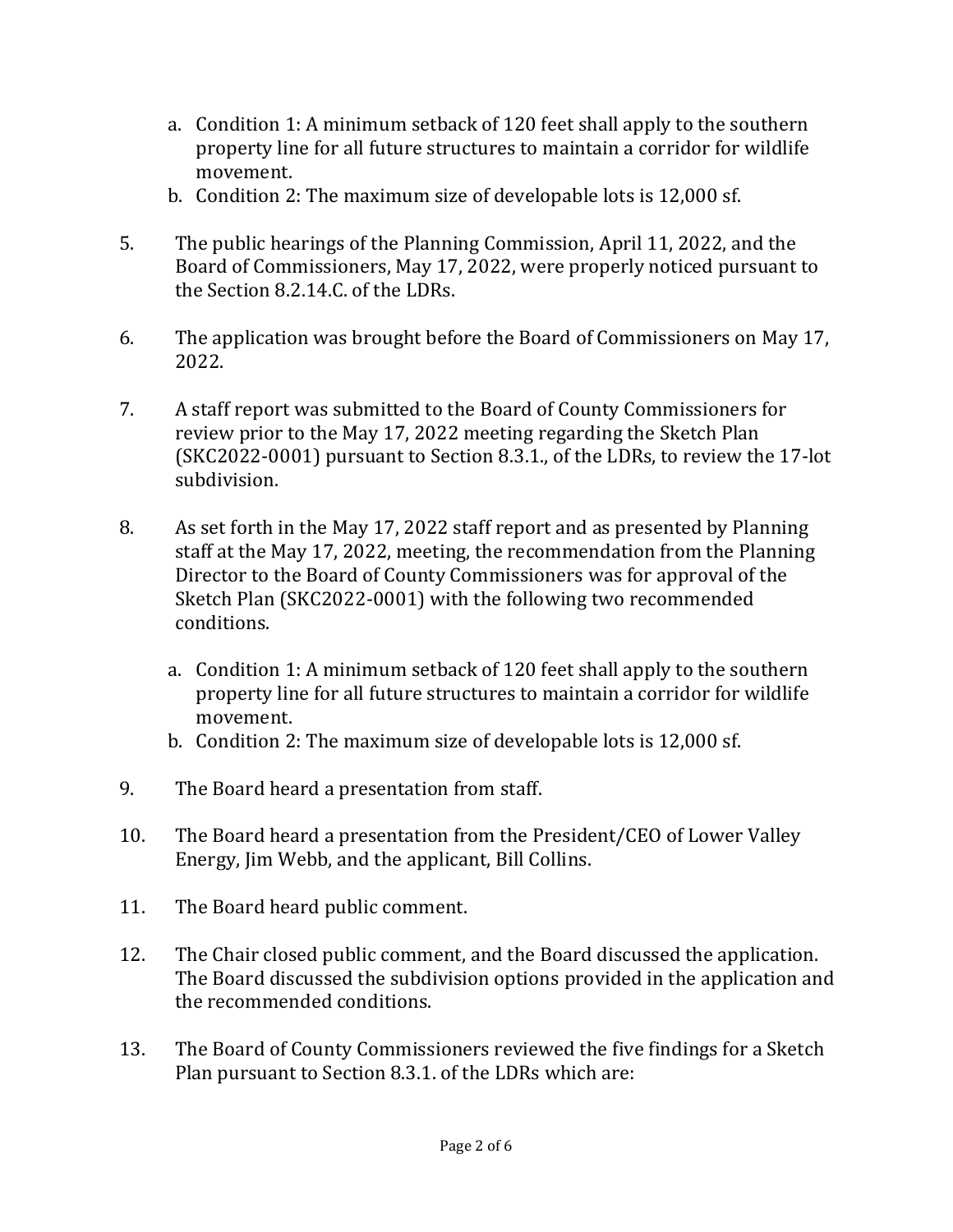a. Condition 1: A minimum setback of 120 feet shall apply to the southern property line for all future structures to maintain a corridor for wildlife movement.
   b. Condition 2: The maximum size of developable lots is 12,000 sf.

5. The public hearings of the Planning Commission, April 11, 2022, and the Board of Commissioners, May 17, 2022, were properly noticed pursuant to the Section 8.2.14.C. of the LDRs.

6. The application was brought before the Board of Commissioners on May 17, 2022.

7. A staff report was submitted to the Board of County Commissioners for review prior to the May 17, 2022 meeting regarding the Sketch Plan (SKC2022-0001) pursuant to Section 8.3.1., of the LDRs, to review the 17-lot subdivision.

8. As set forth in the May 17, 2022 staff report and as presented by Planning staff at the May 17, 2022, meeting, the recommendation from the Planning Director to the Board of County Commissioners was for approval of the Sketch Plan (SKC2022-0001) with the following two recommended conditions.

   a. Condition 1: A minimum setback of 120 feet shall apply to the southern property line for all future structures to maintain a corridor for wildlife movement.
   b. Condition 2: The maximum size of developable lots is 12,000 sf.

9. The Board heard a presentation from staff.

10. The Board heard a presentation from the President/CEO of Lower Valley Energy, Jim Webb, and the applicant, Bill Collins.

11. The Board heard public comment.

12. The Chair closed public comment, and the Board discussed the application. The Board discussed the subdivision options provided in the application and the recommended conditions.

13. The Board of County Commissioners reviewed the five findings for a Sketch Plan pursuant to Section 8.3.1. of the LDRs which are: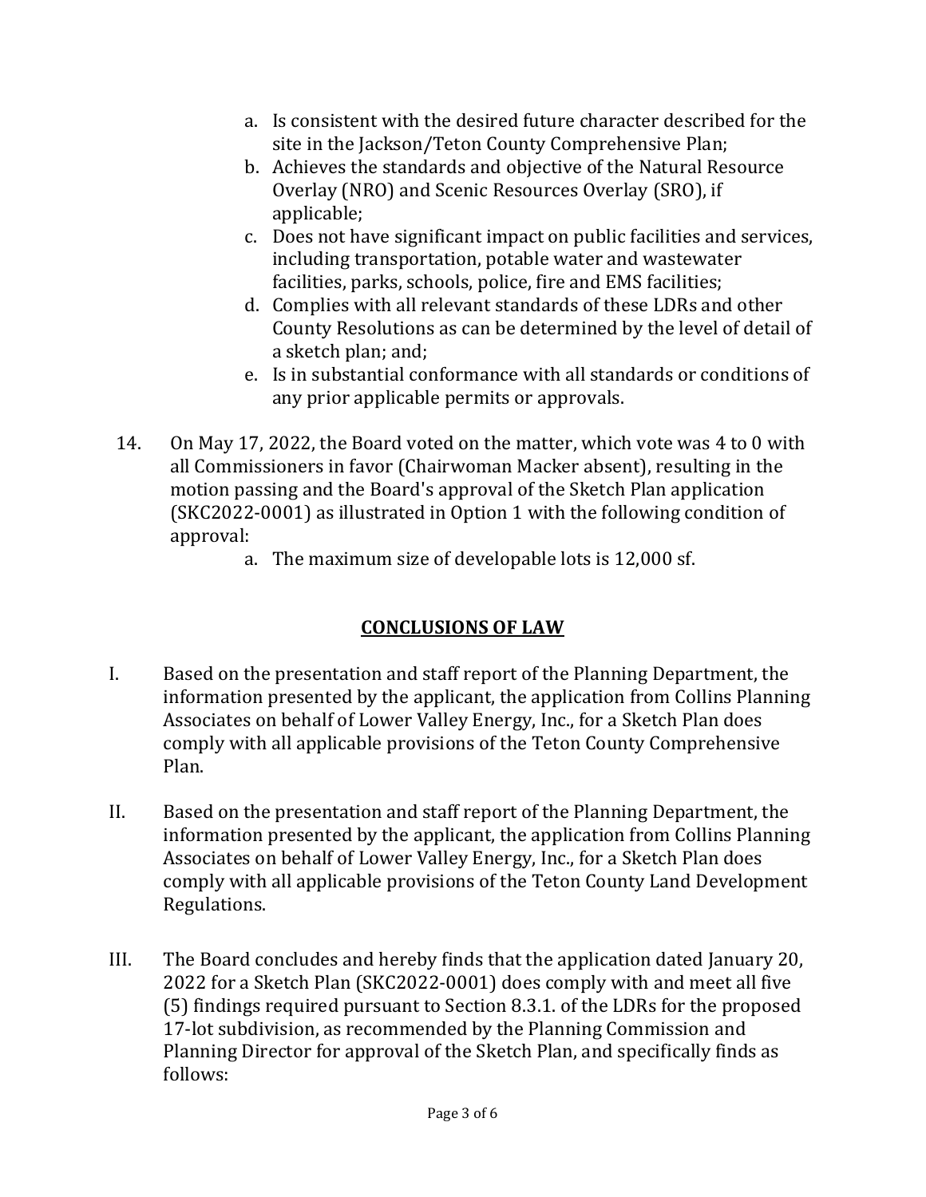a. Is consistent with the desired future character described for the site in the Jackson/Teton County Comprehensive Plan;
b. Achieves the standards and objective of the Natural Resource Overlay (NRO) and Scenic Resources Overlay (SRO), if applicable;
c. Does not have significant impact on public facilities and services, including transportation, potable water and wastewater facilities, parks, schools, police, fire and EMS facilities;
d. Complies with all relevant standards of these LDRs and other County Resolutions as can be determined by the level of detail of a sketch plan; and;
e. Is in substantial conformance with all standards or conditions of any prior applicable permits or approvals.

14. On May 17, 2022, the Board voted on the matter, which vote was 4 to 0 with all Commissioners in favor (Chairwoman Macker absent), resulting in the motion passing and the Board's approval of the Sketch Plan application (SKC2022-0001) as illustrated in Option 1 with the following condition of approval:
    a. The maximum size of developable lots is 12,000 sf.

## CONCLUSIONS OF LAW

I. Based on the presentation and staff report of the Planning Department, the information presented by the applicant, the application from Collins Planning Associates on behalf of Lower Valley Energy, Inc., for a Sketch Plan does comply with all applicable provisions of the Teton County Comprehensive Plan.

II. Based on the presentation and staff report of the Planning Department, the information presented by the applicant, the application from Collins Planning Associates on behalf of Lower Valley Energy, Inc., for a Sketch Plan does comply with all applicable provisions of the Teton County Land Development Regulations.

III. The Board concludes and hereby finds that the application dated January 20, 2022 for a Sketch Plan (SKC2022-0001) does comply with and meet all five (5) findings required pursuant to Section 8.3.1. of the LDRs for the proposed 17-lot subdivision, as recommended by the Planning Commission and Planning Director for approval of the Sketch Plan, and specifically finds as follows: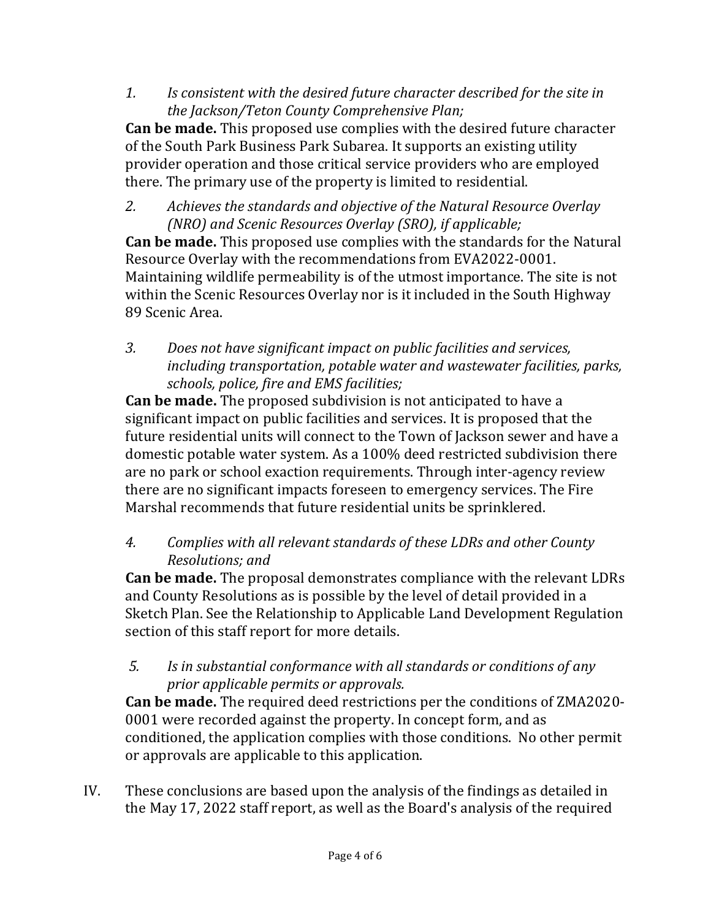1. *Is consistent with the desired future character described for the site in the Jackson/Teton County Comprehensive Plan;*

   **Can be made.** This proposed use complies with the desired future character of the South Park Business Park Subarea. It supports an existing utility provider operation and those critical service providers who are employed there. The primary use of the property is limited to residential.

2. *Achieves the standards and objective of the Natural Resource Overlay (NRO) and Scenic Resources Overlay (SRO), if applicable;*

   **Can be made.** This proposed use complies with the standards for the Natural Resource Overlay with the recommendations from EVA2022-0001. Maintaining wildlife permeability is of the utmost importance. The site is not within the Scenic Resources Overlay nor is it included in the South Highway 89 Scenic Area.

3. *Does not have significant impact on public facilities and services, including transportation, potable water and wastewater facilities, parks, schools, police, fire and EMS facilities;*

   **Can be made.** The proposed subdivision is not anticipated to have a significant impact on public facilities and services. It is proposed that the future residential units will connect to the Town of Jackson sewer and have a domestic potable water system. As a 100% deed restricted subdivision there are no park or school exaction requirements. Through inter-agency review there are no significant impacts foreseen to emergency services. The Fire Marshal recommends that future residential units be sprinklered.

4. *Complies with all relevant standards of these LDRs and other County Resolutions; and*

   **Can be made.** The proposal demonstrates compliance with the relevant LDRs and County Resolutions as is possible by the level of detail provided in a Sketch Plan. See the Relationship to Applicable Land Development Regulation section of this staff report for more details.

5. *Is in substantial conformance with all standards or conditions of any prior applicable permits or approvals.*

   **Can be made.** The required deed restrictions per the conditions of ZMA2020-0001 were recorded against the property. In concept form, and as conditioned, the application complies with those conditions. No other permit or approvals are applicable to this application.

IV. These conclusions are based upon the analysis of the findings as detailed in the May 17, 2022 staff report, as well as the Board's analysis of the required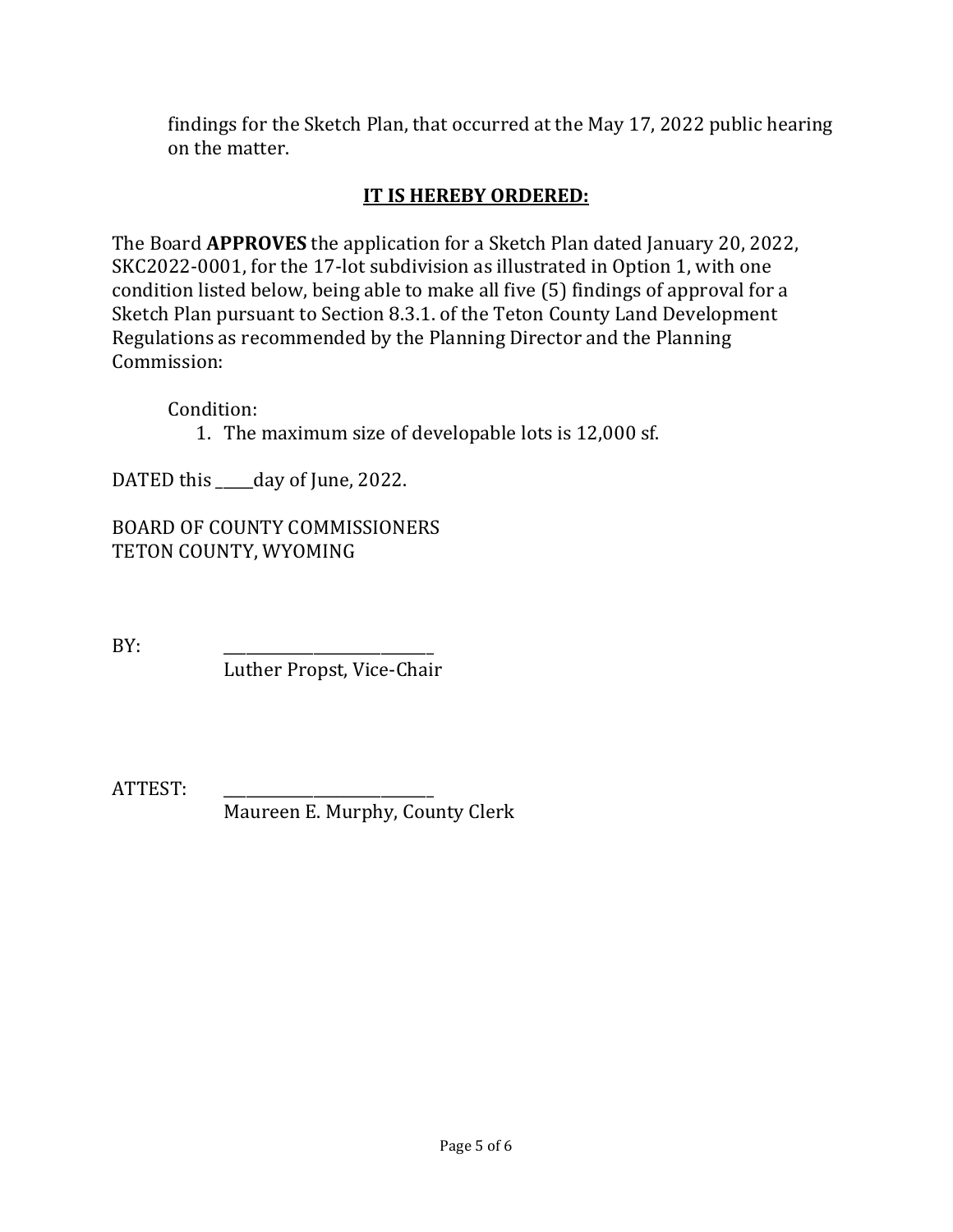findings for the Sketch Plan, that occurred at the May 17, 2022 public hearing on the matter.

**IT IS HEREBY ORDERED:**

The Board **APPROVES** the application for a Sketch Plan dated January 20, 2022, SKC2022-0001, for the 17-lot subdivision as illustrated in Option 1, with one condition listed below, being able to make all five (5) findings of approval for a Sketch Plan pursuant to Section 8.3.1. of the Teton County Land Development Regulations as recommended by the Planning Director and the Planning Commission:

Condition:

1. The maximum size of developable lots is 12,000 sf.

DATED this _____day of June, 2022.

BOARD OF COUNTY COMMISSIONERS
TETON COUNTY, WYOMING

BY: ____________________________
Luther Propst, Vice-Chair

ATTEST: ____________________________
Maureen E. Murphy, County Clerk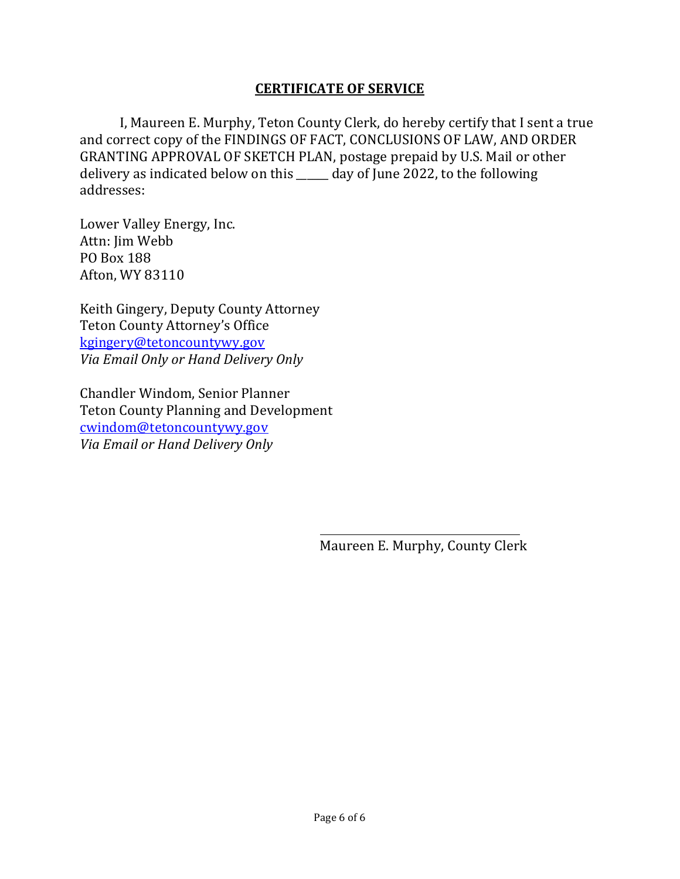**CERTIFICATE OF SERVICE**

I, Maureen E. Murphy, Teton County Clerk, do hereby certify that I sent a true and correct copy of the FINDINGS OF FACT, CONCLUSIONS OF LAW, AND ORDER GRANTING APPROVAL OF SKETCH PLAN, postage prepaid by U.S. Mail or other delivery as indicated below on this _____ day of June 2022, to the following addresses:

Lower Valley Energy, Inc.
Attn: Jim Webb
PO Box 188
Afton, WY 83110

Keith Gingery, Deputy County Attorney
Teton County Attorney's Office
kgingery@tetoncountywy.gov
*Via Email Only or Hand Delivery Only*

Chandler Windom, Senior Planner
Teton County Planning and Development
cwindom@tetoncountywy.gov
*Via Email or Hand Delivery Only*

_________________________________
Maureen E. Murphy, County Clerk